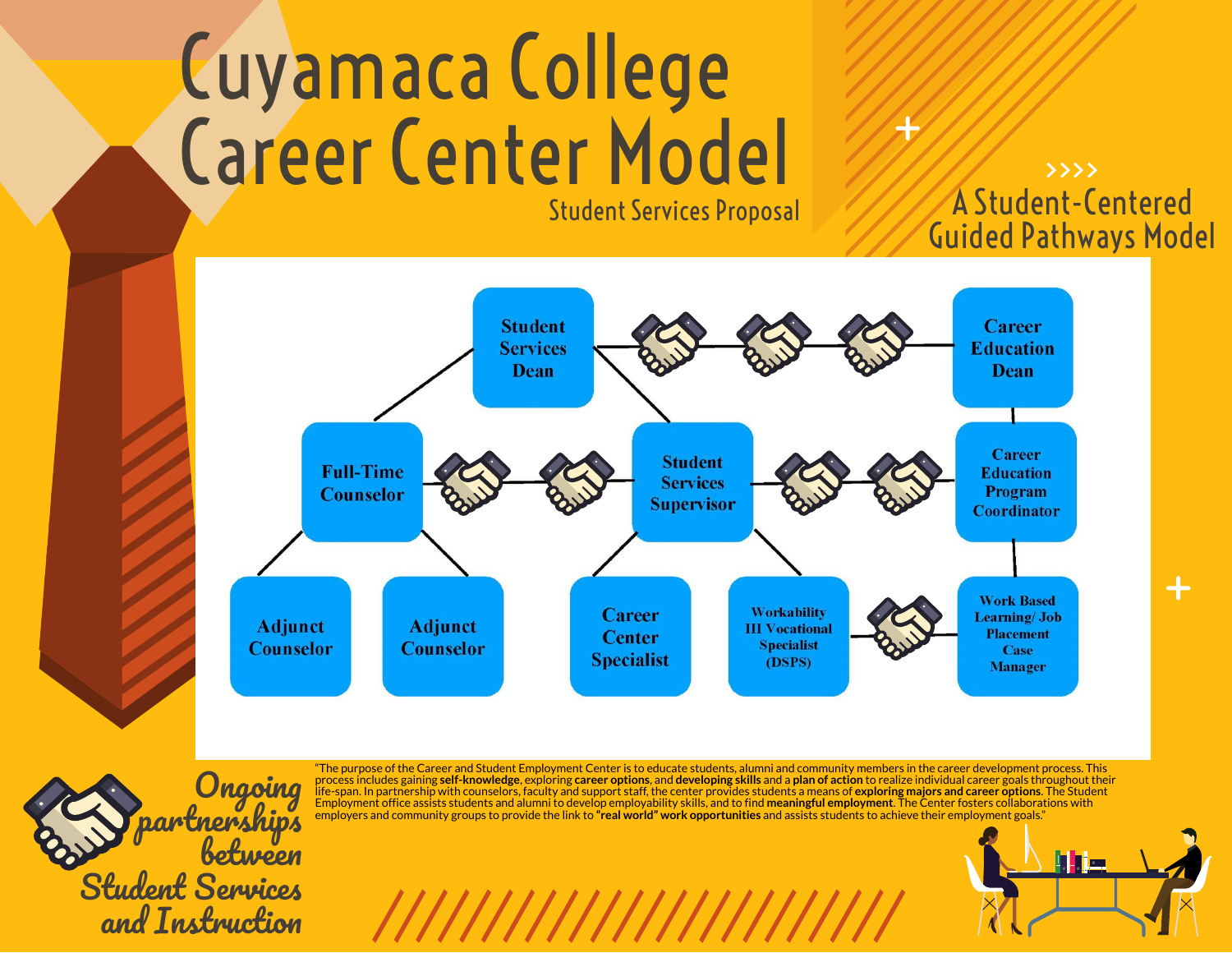# Cuyamaca College Career Center Model

Student Services Proposal

## A Student-Centered Guided Pathways Model

- Student Services Dean
- Career Education Dean
- Full-Time Counselor
- Student Services Supervisor
- Career Education Program Coordinator
- Adjunct Counselor
- Adjunct Counselor
- Career Center Specialist
- Workability III Vocational Specialist (DSPS)
- Work Based Learning/ Job Placement Case Manager

*Ongoing partnerships between Student Services and Instruction*

"The purpose of the Career and Student Employment Center is to educate students, alumni and community members in the career development process. This process includes gaining **self-knowledge**, exploring **career options**, and **developing skills** and a **plan of action** to realize individual career goals throughout their life-span. In partnership with counselors, faculty and support staff, the center provides students a means of **exploring majors and career options**. The Student Employment office assists students and alumni to develop employability skills, and to find **meaningful employment**. The Center fosters collaborations with employers and community groups to provide the link to **"real world" work opportunities** and assists students to achieve their employment goals."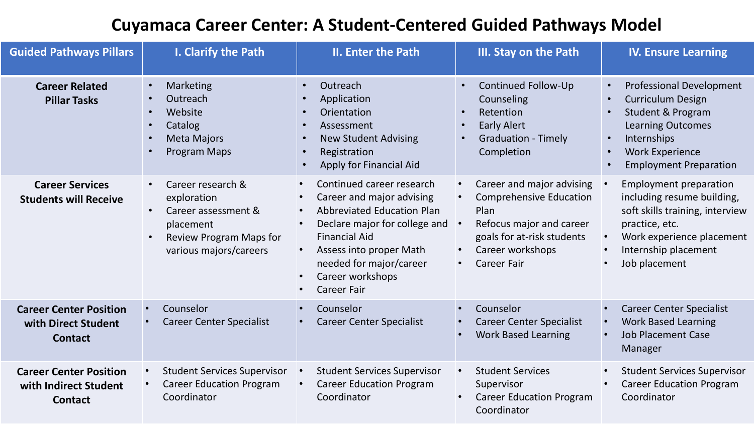# Cuyamaca Career Center: A Student-Centered Guided Pathways Model

| Guided Pathways Pillars | I. Clarify the Path | II. Enter the Path | III. Stay on the Path | IV. Ensure Learning |
|---|---|---|---|---|
| **Career Related Pillar Tasks** | • Marketing<br>• Outreach<br>• Website<br>• Catalog<br>• Meta Majors<br>• Program Maps | • Outreach<br>• Application<br>• Orientation<br>• Assessment<br>• New Student Advising<br>• Registration<br>• Apply for Financial Aid | • Continued Follow-Up Counseling<br>• Retention<br>• Early Alert<br>• Graduation - Timely Completion | • Professional Development<br>• Curriculum Design<br>• Student & Program Learning Outcomes<br>• Internships<br>• Work Experience<br>• Employment Preparation |
| **Career Services Students will Receive** | • Career research & exploration<br>• Career assessment & placement<br>• Review Program Maps for various majors/careers | • Continued career research<br>• Career and major advising<br>• Abbreviated Education Plan<br>• Declare major for college and Financial Aid<br>• Assess into proper Math needed for major/career<br>• Career workshops<br>• Career Fair | • Career and major advising<br>• Comprehensive Education Plan<br>• Refocus major and career goals for at-risk students<br>• Career workshops<br>• Career Fair | • Employment preparation including resume building, soft skills training, interview practice, etc.<br>• Work experience placement<br>• Internship placement<br>• Job placement |
| **Career Center Position with Direct Student Contact** | • Counselor<br>• Career Center Specialist | • Counselor<br>• Career Center Specialist | • Counselor<br>• Career Center Specialist<br>• Work Based Learning | • Career Center Specialist<br>• Work Based Learning<br>• Job Placement Case Manager |
| **Career Center Position with Indirect Student Contact** | • Student Services Supervisor<br>• Career Education Program Coordinator | • Student Services Supervisor<br>• Career Education Program Coordinator | • Student Services Supervisor<br>• Career Education Program Coordinator | • Student Services Supervisor<br>• Career Education Program Coordinator |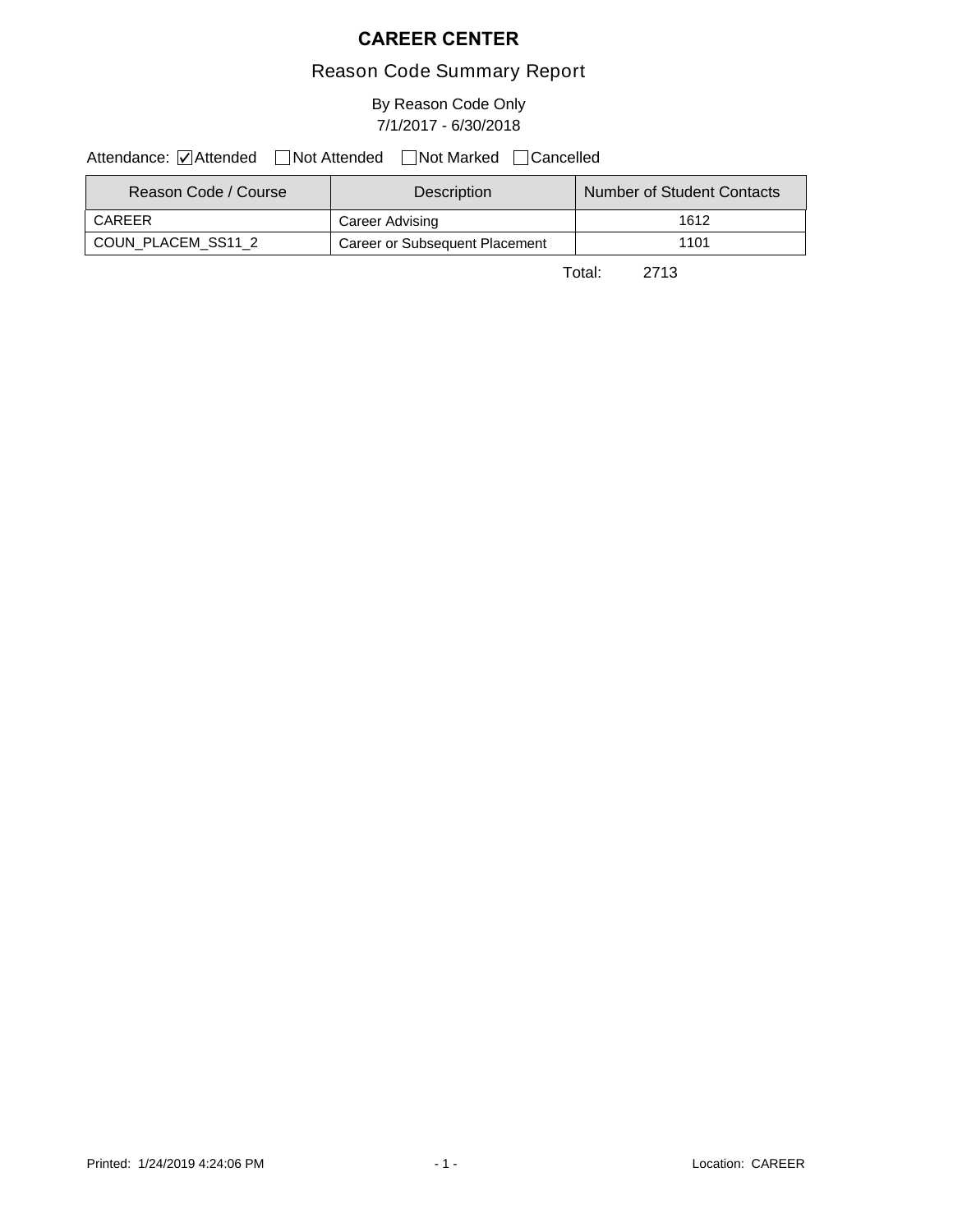# CAREER CENTER

## Reason Code Summary Report

By Reason Code Only
7/1/2017 - 6/30/2018

Attendance: ☑ Attended ☐ Not Attended ☐ Not Marked ☐ Cancelled

| Reason Code / Course | Description | Number of Student Contacts |
|---|---|---|
| CAREER | Career Advising | 1612 |
| COUN_PLACEM_SS11_2 | Career or Subsequent Placement | 1101 |

Total: 2713

Printed: 1/24/2019 4:24:06 PM

Location: CAREER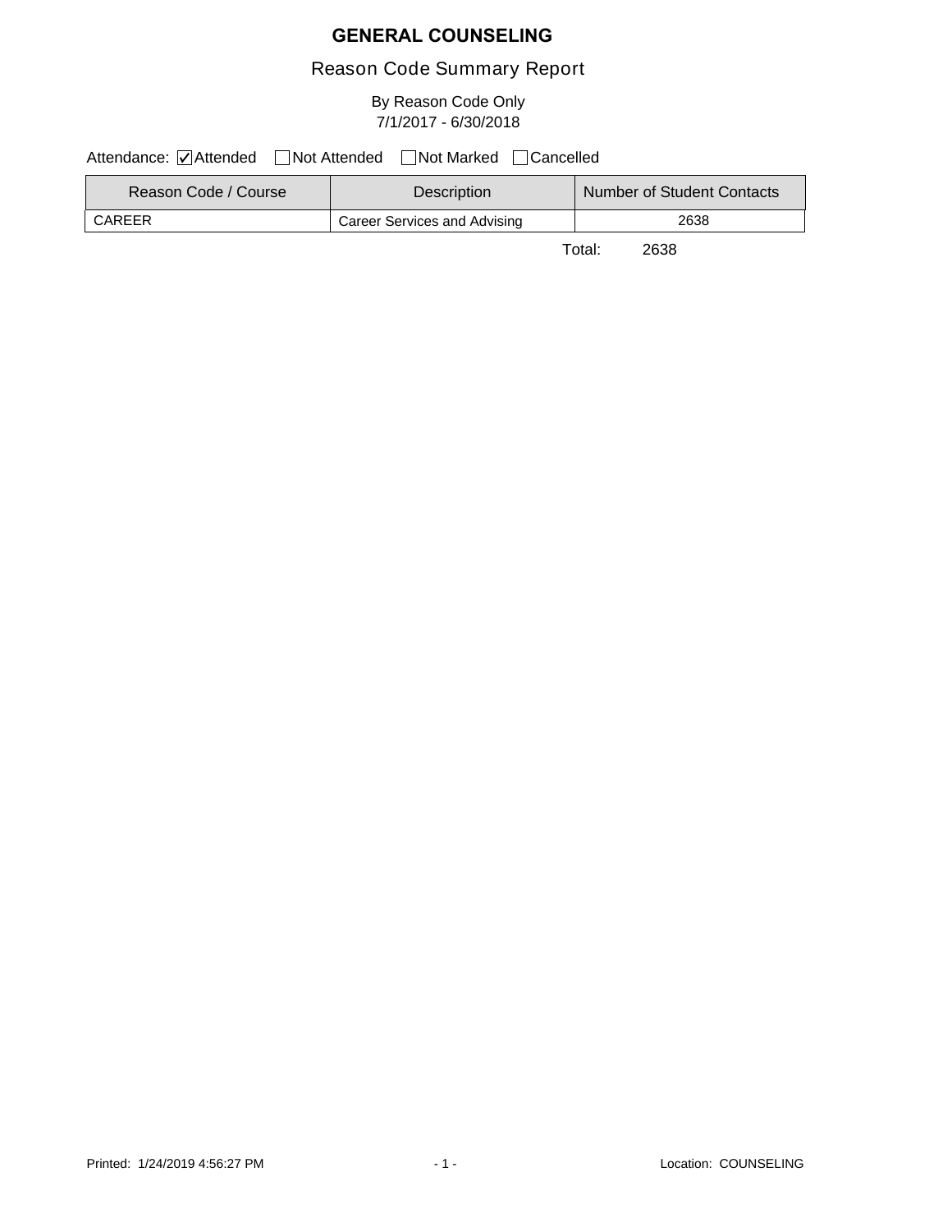# GENERAL COUNSELING

## Reason Code Summary Report

By Reason Code Only
7/1/2017 - 6/30/2018

Attendance: ☑ Attended ☐ Not Attended ☐ Not Marked ☐ Cancelled

| Reason Code / Course | Description | Number of Student Contacts |
|---|---|---|
| CAREER | Career Services and Advising | 2638 |

Total: 2638

Printed: 1/24/2019 4:56:27 PM

Location: COUNSELING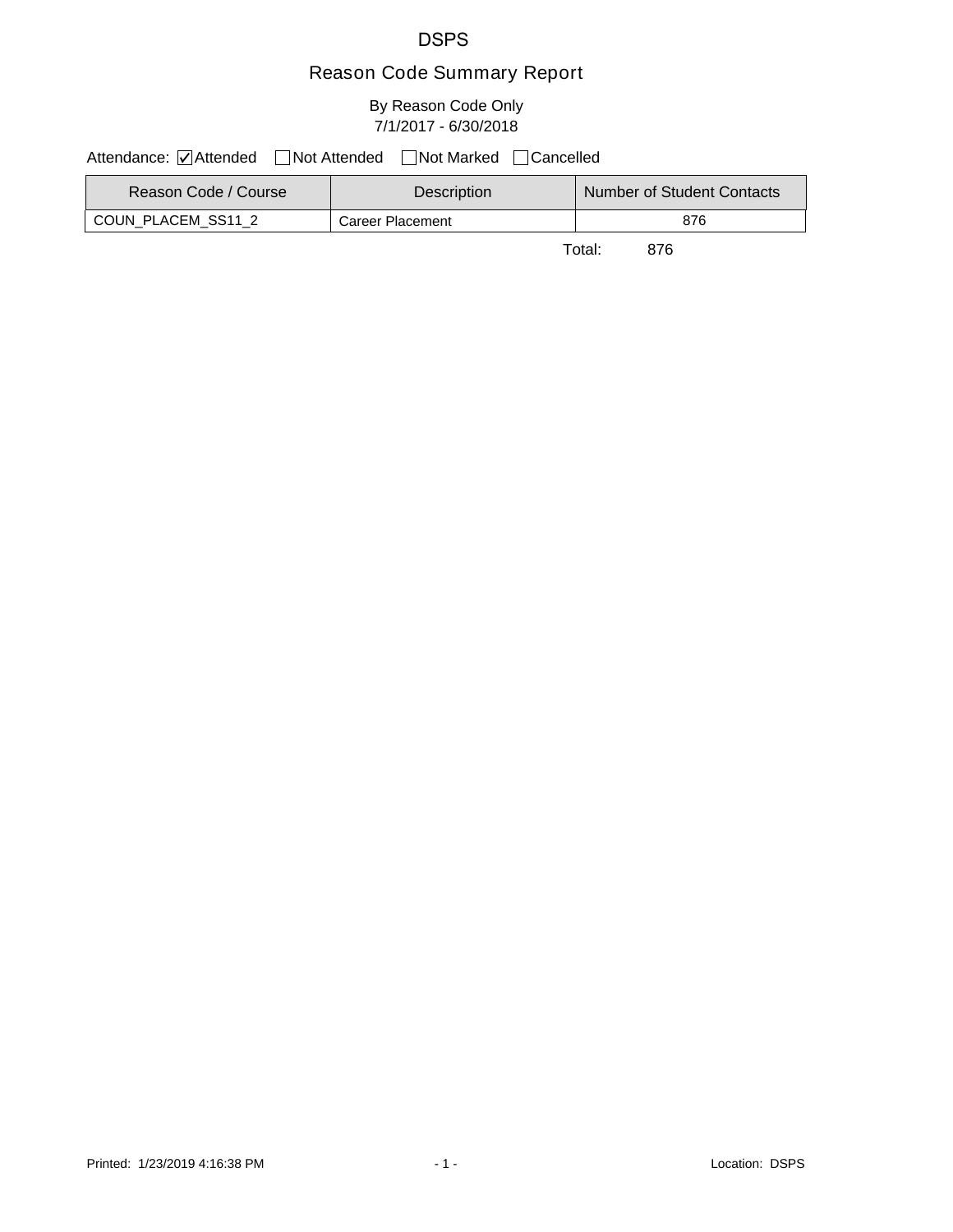# DSPS

## Reason Code Summary Report

By Reason Code Only
7/1/2017 - 6/30/2018

Attendance: ☑ Attended ☐ Not Attended ☐ Not Marked ☐ Cancelled

| Reason Code / Course | Description | Number of Student Contacts |
|---|---|---|
| COUN_PLACEM_SS11_2 | Career Placement | 876 |

Total: 876

Printed: 1/23/2019 4:16:38 PM

Location: DSPS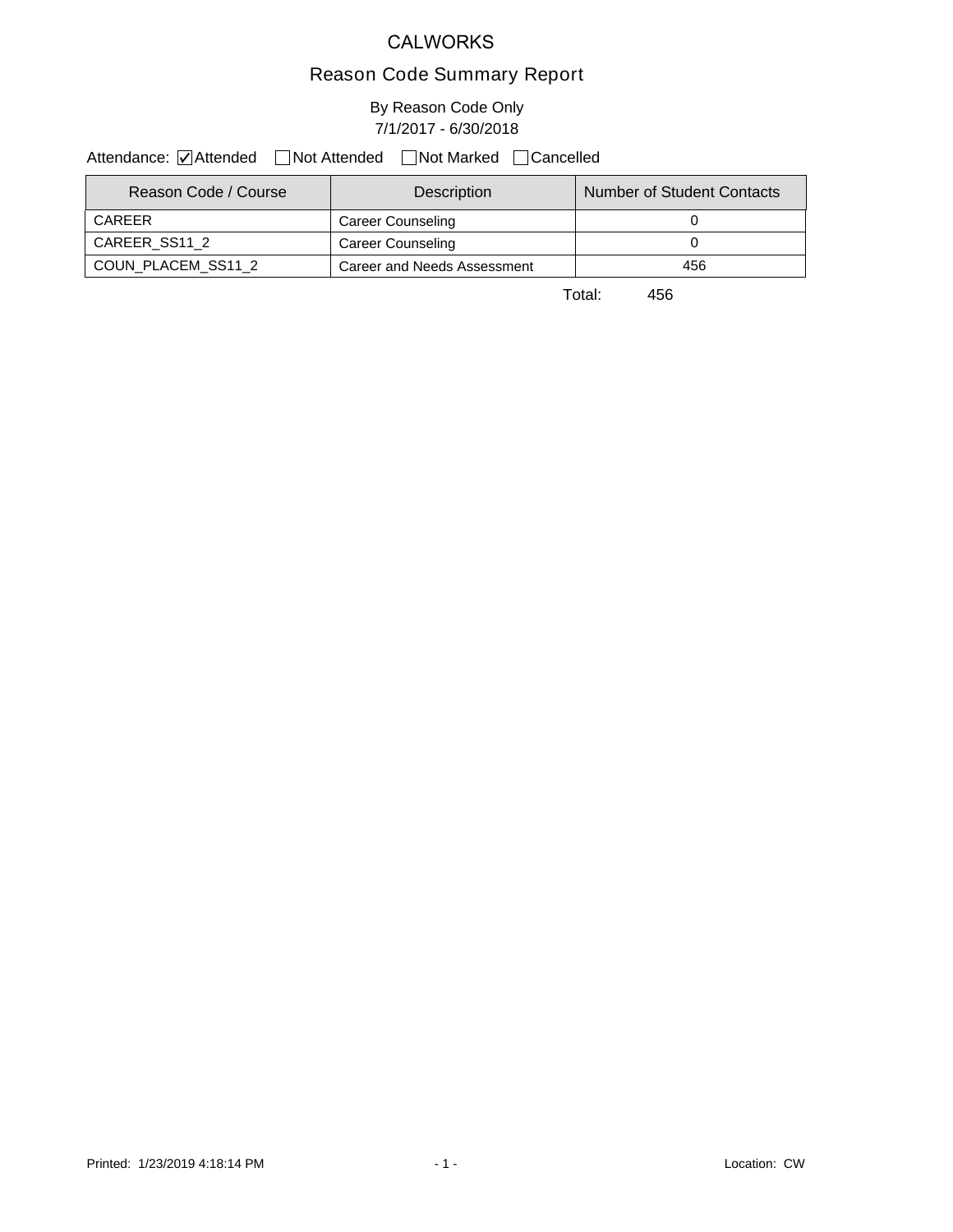# CALWORKS

## Reason Code Summary Report

By Reason Code Only
7/1/2017 - 6/30/2018

Attendance: ☑ Attended ☐ Not Attended ☐ Not Marked ☐ Cancelled

| Reason Code / Course | Description | Number of Student Contacts |
|---|---|---|
| CAREER | Career Counseling | 0 |
| CAREER_SS11_2 | Career Counseling | 0 |
| COUN_PLACEM_SS11_2 | Career and Needs Assessment | 456 |

Total: 456

Printed: 1/23/2019 4:18:14 PM

Location: CW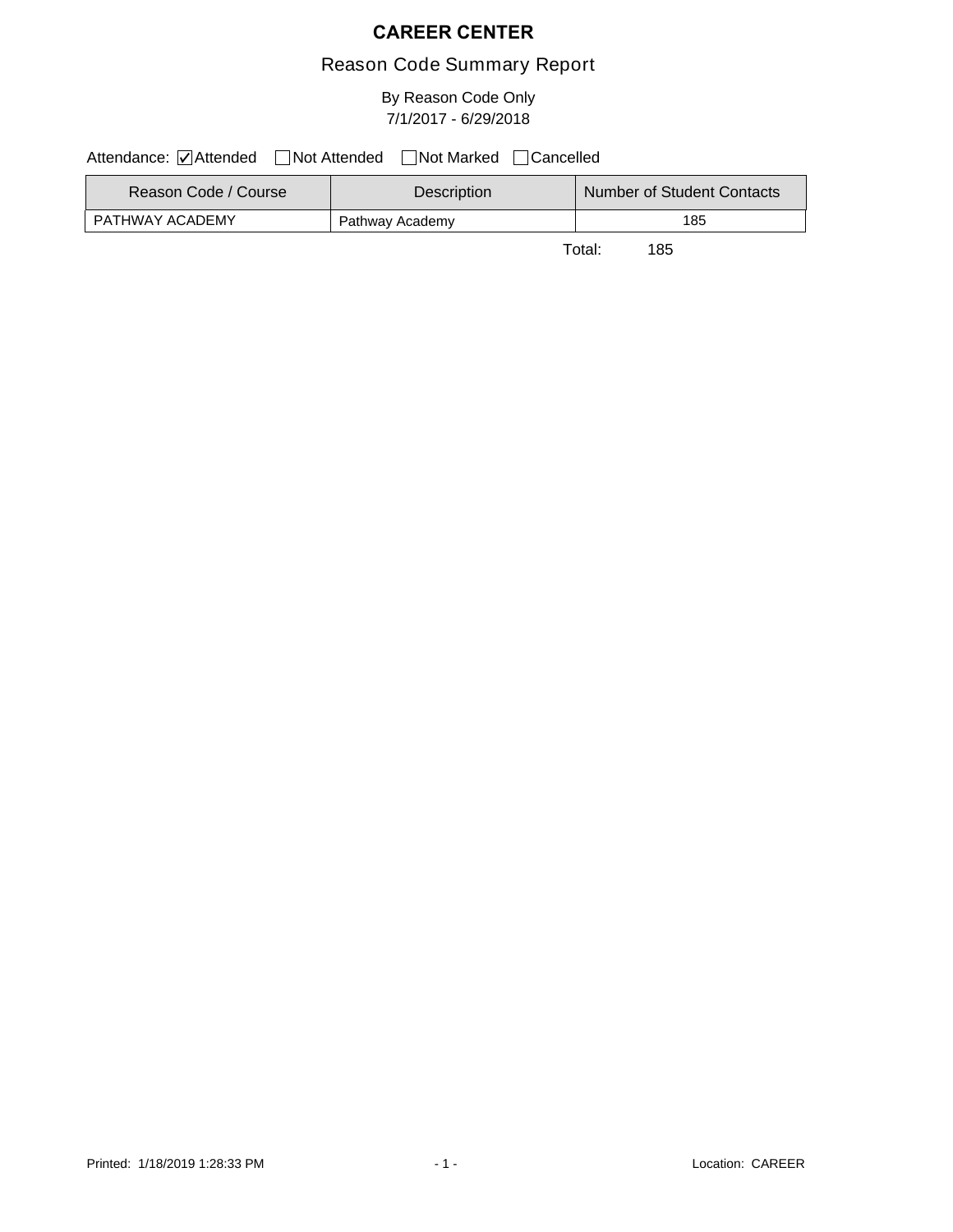# CAREER CENTER

## Reason Code Summary Report

By Reason Code Only
7/1/2017 - 6/29/2018

Attendance: ☑ Attended ☐ Not Attended ☐ Not Marked ☐ Cancelled

| Reason Code / Course | Description | Number of Student Contacts |
|---|---|---|
| PATHWAY ACADEMY | Pathway Academy | 185 |

Total: 185

Printed: 1/18/2019 1:28:33 PM

Location: CAREER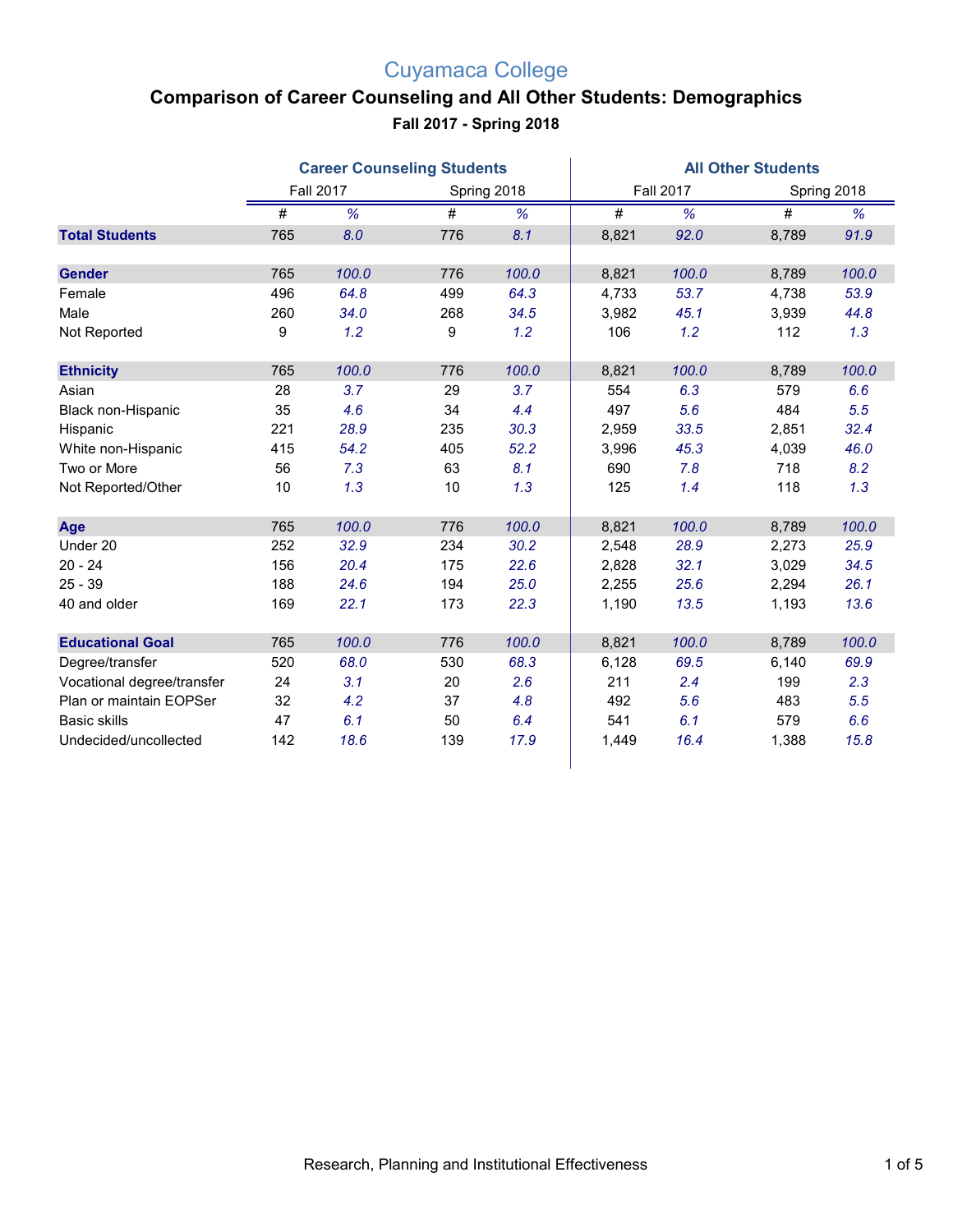# Cuyamaca College

## Comparison of Career Counseling and All Other Students: Demographics

### Fall 2017 - Spring 2018

| | Career Counseling Students | | | | All Other Students | | | |
|---|---|---|---|---|---|---|---|---|
| | Fall 2017 | | Spring 2018 | | Fall 2017 | | Spring 2018 | |
| | # | % | # | % | # | % | # | % |
| **Total Students** | 765 | *8.0* | 776 | *8.1* | 8,821 | *92.0* | 8,789 | *91.9* |
| **Gender** | 765 | *100.0* | 776 | *100.0* | 8,821 | *100.0* | 8,789 | *100.0* |
| Female | 496 | *64.8* | 499 | *64.3* | 4,733 | *53.7* | 4,738 | *53.9* |
| Male | 260 | *34.0* | 268 | *34.5* | 3,982 | *45.1* | 3,939 | *44.8* |
| Not Reported | 9 | *1.2* | 9 | *1.2* | 106 | *1.2* | 112 | *1.3* |
| **Ethnicity** | 765 | *100.0* | 776 | *100.0* | 8,821 | *100.0* | 8,789 | *100.0* |
| Asian | 28 | *3.7* | 29 | *3.7* | 554 | *6.3* | 579 | *6.6* |
| Black non-Hispanic | 35 | *4.6* | 34 | *4.4* | 497 | *5.6* | 484 | *5.5* |
| Hispanic | 221 | *28.9* | 235 | *30.3* | 2,959 | *33.5* | 2,851 | *32.4* |
| White non-Hispanic | 415 | *54.2* | 405 | *52.2* | 3,996 | *45.3* | 4,039 | *46.0* |
| Two or More | 56 | *7.3* | 63 | *8.1* | 690 | *7.8* | 718 | *8.2* |
| Not Reported/Other | 10 | *1.3* | 10 | *1.3* | 125 | *1.4* | 118 | *1.3* |
| **Age** | 765 | *100.0* | 776 | *100.0* | 8,821 | *100.0* | 8,789 | *100.0* |
| Under 20 | 252 | *32.9* | 234 | *30.2* | 2,548 | *28.9* | 2,273 | *25.9* |
| 20 - 24 | 156 | *20.4* | 175 | *22.6* | 2,828 | *32.1* | 3,029 | *34.5* |
| 25 - 39 | 188 | *24.6* | 194 | *25.0* | 2,255 | *25.6* | 2,294 | *26.1* |
| 40 and older | 169 | *22.1* | 173 | *22.3* | 1,190 | *13.5* | 1,193 | *13.6* |
| **Educational Goal** | 765 | *100.0* | 776 | *100.0* | 8,821 | *100.0* | 8,789 | *100.0* |
| Degree/transfer | 520 | *68.0* | 530 | *68.3* | 6,128 | *69.5* | 6,140 | *69.9* |
| Vocational degree/transfer | 24 | *3.1* | 20 | *2.6* | 211 | *2.4* | 199 | *2.3* |
| Plan or maintain EOPSer | 32 | *4.2* | 37 | *4.8* | 492 | *5.6* | 483 | *5.5* |
| Basic skills | 47 | *6.1* | 50 | *6.4* | 541 | *6.1* | 579 | *6.6* |
| Undecided/uncollected | 142 | *18.6* | 139 | *17.9* | 1,449 | *16.4* | 1,388 | *15.8* |

Research, Planning and Institutional Effectiveness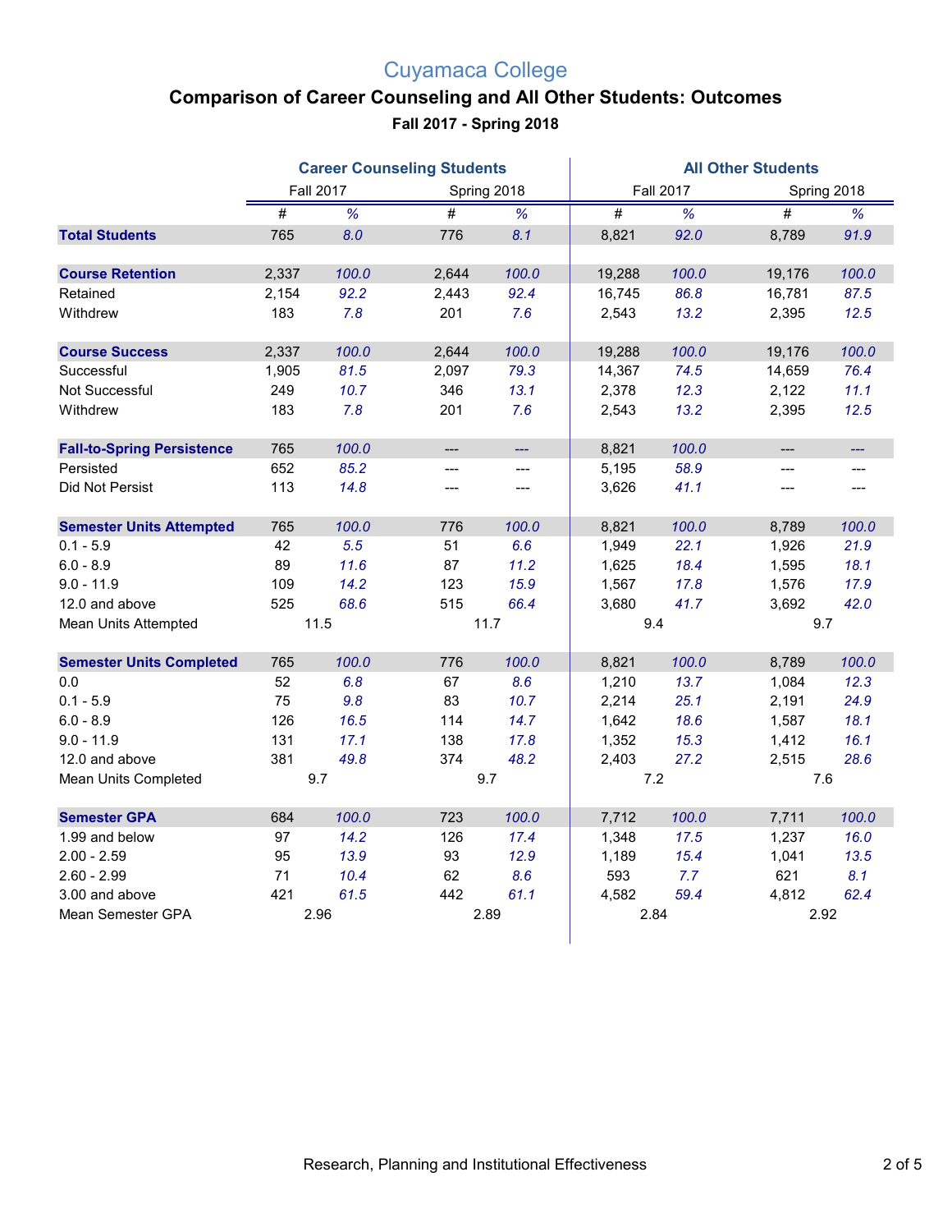# Cuyamaca College

## Comparison of Career Counseling and All Other Students: Outcomes

### Fall 2017 - Spring 2018

| | Career Counseling Students | | | | All Other Students | | | |
|---|---|---|---|---|---|---|---|---|
| | Fall 2017 | | Spring 2018 | | Fall 2017 | | Spring 2018 | |
| | # | % | # | % | # | % | # | % |
| **Total Students** | 765 | 8.0 | 776 | 8.1 | 8,821 | 92.0 | 8,789 | 91.9 |
| **Course Retention** | 2,337 | 100.0 | 2,644 | 100.0 | 19,288 | 100.0 | 19,176 | 100.0 |
| Retained | 2,154 | 92.2 | 2,443 | 92.4 | 16,745 | 86.8 | 16,781 | 87.5 |
| Withdrew | 183 | 7.8 | 201 | 7.6 | 2,543 | 13.2 | 2,395 | 12.5 |
| **Course Success** | 2,337 | 100.0 | 2,644 | 100.0 | 19,288 | 100.0 | 19,176 | 100.0 |
| Successful | 1,905 | 81.5 | 2,097 | 79.3 | 14,367 | 74.5 | 14,659 | 76.4 |
| Not Successful | 249 | 10.7 | 346 | 13.1 | 2,378 | 12.3 | 2,122 | 11.1 |
| Withdrew | 183 | 7.8 | 201 | 7.6 | 2,543 | 13.2 | 2,395 | 12.5 |
| **Fall-to-Spring Persistence** | 765 | 100.0 | --- | --- | 8,821 | 100.0 | --- | --- |
| Persisted | 652 | 85.2 | --- | --- | 5,195 | 58.9 | --- | --- |
| Did Not Persist | 113 | 14.8 | --- | --- | 3,626 | 41.1 | --- | --- |
| **Semester Units Attempted** | 765 | 100.0 | 776 | 100.0 | 8,821 | 100.0 | 8,789 | 100.0 |
| 0.1 - 5.9 | 42 | 5.5 | 51 | 6.6 | 1,949 | 22.1 | 1,926 | 21.9 |
| 6.0 - 8.9 | 89 | 11.6 | 87 | 11.2 | 1,625 | 18.4 | 1,595 | 18.1 |
| 9.0 - 11.9 | 109 | 14.2 | 123 | 15.9 | 1,567 | 17.8 | 1,576 | 17.9 |
| 12.0 and above | 525 | 68.6 | 515 | 66.4 | 3,680 | 41.7 | 3,692 | 42.0 |
| Mean Units Attempted | 11.5 | | 11.7 | | 9.4 | | 9.7 | |
| **Semester Units Completed** | 765 | 100.0 | 776 | 100.0 | 8,821 | 100.0 | 8,789 | 100.0 |
| 0.0 | 52 | 6.8 | 67 | 8.6 | 1,210 | 13.7 | 1,084 | 12.3 |
| 0.1 - 5.9 | 75 | 9.8 | 83 | 10.7 | 2,214 | 25.1 | 2,191 | 24.9 |
| 6.0 - 8.9 | 126 | 16.5 | 114 | 14.7 | 1,642 | 18.6 | 1,587 | 18.1 |
| 9.0 - 11.9 | 131 | 17.1 | 138 | 17.8 | 1,352 | 15.3 | 1,412 | 16.1 |
| 12.0 and above | 381 | 49.8 | 374 | 48.2 | 2,403 | 27.2 | 2,515 | 28.6 |
| Mean Units Completed | 9.7 | | 9.7 | | 7.2 | | 7.6 | |
| **Semester GPA** | 684 | 100.0 | 723 | 100.0 | 7,712 | 100.0 | 7,711 | 100.0 |
| 1.99 and below | 97 | 14.2 | 126 | 17.4 | 1,348 | 17.5 | 1,237 | 16.0 |
| 2.00 - 2.59 | 95 | 13.9 | 93 | 12.9 | 1,189 | 15.4 | 1,041 | 13.5 |
| 2.60 - 2.99 | 71 | 10.4 | 62 | 8.6 | 593 | 7.7 | 621 | 8.1 |
| 3.00 and above | 421 | 61.5 | 442 | 61.1 | 4,582 | 59.4 | 4,812 | 62.4 |
| Mean Semester GPA | 2.96 | | 2.89 | | 2.84 | | 2.92 | |

Research, Planning and Institutional Effectiveness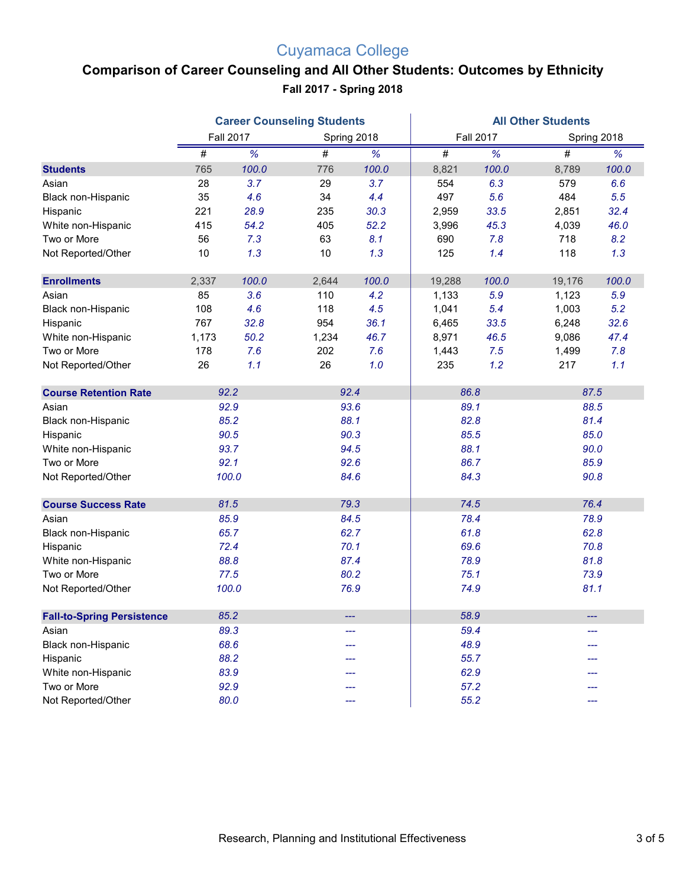# Cuyamaca College

## Comparison of Career Counseling and All Other Students: Outcomes by Ethnicity

### Fall 2017 - Spring 2018

| | Career Counseling Students | | | | All Other Students | | | |
|---|---|---|---|---|---|---|---|---|
| | Fall 2017 | | Spring 2018 | | Fall 2017 | | Spring 2018 | |
| | # | % | # | % | # | % | # | % |
| **Students** | 765 | 100.0 | 776 | 100.0 | 8,821 | 100.0 | 8,789 | 100.0 |
| Asian | 28 | 3.7 | 29 | 3.7 | 554 | 6.3 | 579 | 6.6 |
| Black non-Hispanic | 35 | 4.6 | 34 | 4.4 | 497 | 5.6 | 484 | 5.5 |
| Hispanic | 221 | 28.9 | 235 | 30.3 | 2,959 | 33.5 | 2,851 | 32.4 |
| White non-Hispanic | 415 | 54.2 | 405 | 52.2 | 3,996 | 45.3 | 4,039 | 46.0 |
| Two or More | 56 | 7.3 | 63 | 8.1 | 690 | 7.8 | 718 | 8.2 |
| Not Reported/Other | 10 | 1.3 | 10 | 1.3 | 125 | 1.4 | 118 | 1.3 |
| **Enrollments** | 2,337 | 100.0 | 2,644 | 100.0 | 19,288 | 100.0 | 19,176 | 100.0 |
| Asian | 85 | 3.6 | 110 | 4.2 | 1,133 | 5.9 | 1,123 | 5.9 |
| Black non-Hispanic | 108 | 4.6 | 118 | 4.5 | 1,041 | 5.4 | 1,003 | 5.2 |
| Hispanic | 767 | 32.8 | 954 | 36.1 | 6,465 | 33.5 | 6,248 | 32.6 |
| White non-Hispanic | 1,173 | 50.2 | 1,234 | 46.7 | 8,971 | 46.5 | 9,086 | 47.4 |
| Two or More | 178 | 7.6 | 202 | 7.6 | 1,443 | 7.5 | 1,499 | 7.8 |
| Not Reported/Other | 26 | 1.1 | 26 | 1.0 | 235 | 1.2 | 217 | 1.1 |
| **Course Retention Rate** | 92.2 | | 92.4 | | 86.8 | | 87.5 | |
| Asian | 92.9 | | 93.6 | | 89.1 | | 88.5 | |
| Black non-Hispanic | 85.2 | | 88.1 | | 82.8 | | 81.4 | |
| Hispanic | 90.5 | | 90.3 | | 85.5 | | 85.0 | |
| White non-Hispanic | 93.7 | | 94.5 | | 88.1 | | 90.0 | |
| Two or More | 92.1 | | 92.6 | | 86.7 | | 85.9 | |
| Not Reported/Other | 100.0 | | 84.6 | | 84.3 | | 90.8 | |
| **Course Success Rate** | 81.5 | | 79.3 | | 74.5 | | 76.4 | |
| Asian | 85.9 | | 84.5 | | 78.4 | | 78.9 | |
| Black non-Hispanic | 65.7 | | 62.7 | | 61.8 | | 62.8 | |
| Hispanic | 72.4 | | 70.1 | | 69.6 | | 70.8 | |
| White non-Hispanic | 88.8 | | 87.4 | | 78.9 | | 81.8 | |
| Two or More | 77.5 | | 80.2 | | 75.1 | | 73.9 | |
| Not Reported/Other | 100.0 | | 76.9 | | 74.9 | | 81.1 | |
| **Fall-to-Spring Persistence** | 85.2 | | --- | | 58.9 | | --- | |
| Asian | 89.3 | | --- | | 59.4 | | --- | |
| Black non-Hispanic | 68.6 | | --- | | 48.9 | | --- | |
| Hispanic | 88.2 | | --- | | 55.7 | | --- | |
| White non-Hispanic | 83.9 | | --- | | 62.9 | | --- | |
| Two or More | 92.9 | | --- | | 57.2 | | --- | |
| Not Reported/Other | 80.0 | | --- | | 55.2 | | --- | |

Research, Planning and Institutional Effectiveness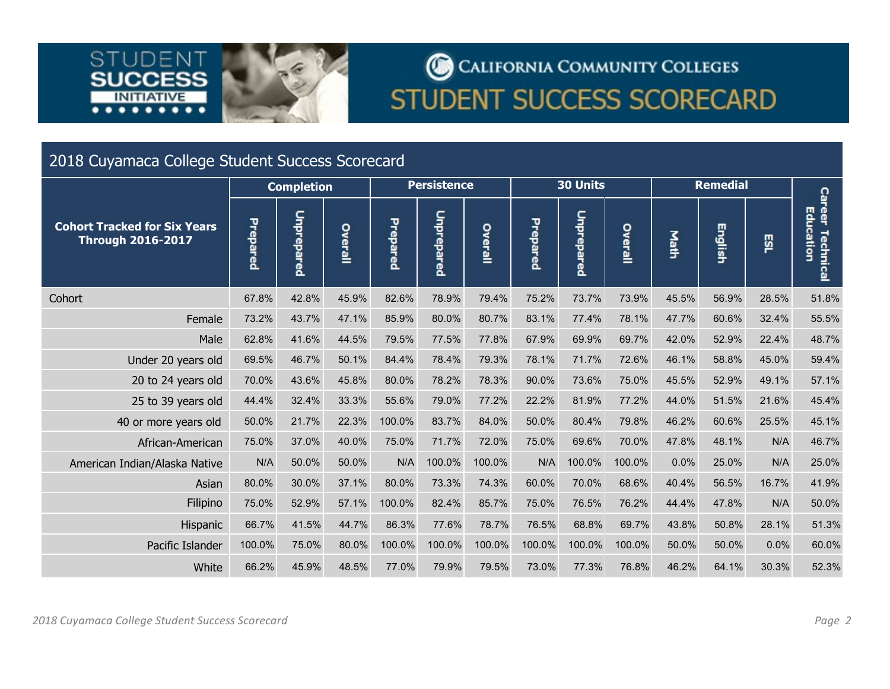# STUDENT SUCCESS INITIATIVE

## CALIFORNIA COMMUNITY COLLEGES STUDENT SUCCESS SCORECARD

### 2018 Cuyamaca College Student Success Scorecard

| Cohort Tracked for Six Years Through 2016-2017 | Completion | | | Persistence | | | 30 Units | | | Remedial | | | Career Technical Education |
|---|---|---|---|---|---|---|---|---|---|---|---|---|---|
| | Prepared | Unprepared | Overall | Prepared | Unprepared | Overall | Prepared | Unprepared | Overall | Math | English | ESL | |
| Cohort | 67.8% | 42.8% | 45.9% | 82.6% | 78.9% | 79.4% | 75.2% | 73.7% | 73.9% | 45.5% | 56.9% | 28.5% | 51.8% |
| Female | 73.2% | 43.7% | 47.1% | 85.9% | 80.0% | 80.7% | 83.1% | 77.4% | 78.1% | 47.7% | 60.6% | 32.4% | 55.5% |
| Male | 62.8% | 41.6% | 44.5% | 79.5% | 77.5% | 77.8% | 67.9% | 69.9% | 69.7% | 42.0% | 52.9% | 22.4% | 48.7% |
| Under 20 years old | 69.5% | 46.7% | 50.1% | 84.4% | 78.4% | 79.3% | 78.1% | 71.7% | 72.6% | 46.1% | 58.8% | 45.0% | 59.4% |
| 20 to 24 years old | 70.0% | 43.6% | 45.8% | 80.0% | 78.2% | 78.3% | 90.0% | 73.6% | 75.0% | 45.5% | 52.9% | 49.1% | 57.1% |
| 25 to 39 years old | 44.4% | 32.4% | 33.3% | 55.6% | 79.0% | 77.2% | 22.2% | 81.9% | 77.2% | 44.0% | 51.5% | 21.6% | 45.4% |
| 40 or more years old | 50.0% | 21.7% | 22.3% | 100.0% | 83.7% | 84.0% | 50.0% | 80.4% | 79.8% | 46.2% | 60.6% | 25.5% | 45.1% |
| African-American | 75.0% | 37.0% | 40.0% | 75.0% | 71.7% | 72.0% | 75.0% | 69.6% | 70.0% | 47.8% | 48.1% | N/A | 46.7% |
| American Indian/Alaska Native | N/A | 50.0% | 50.0% | N/A | 100.0% | 100.0% | N/A | 100.0% | 100.0% | 0.0% | 25.0% | N/A | 25.0% |
| Asian | 80.0% | 30.0% | 37.1% | 80.0% | 73.3% | 74.3% | 60.0% | 70.0% | 68.6% | 40.4% | 56.5% | 16.7% | 41.9% |
| Filipino | 75.0% | 52.9% | 57.1% | 100.0% | 82.4% | 85.7% | 75.0% | 76.5% | 76.2% | 44.4% | 47.8% | N/A | 50.0% |
| Hispanic | 66.7% | 41.5% | 44.7% | 86.3% | 77.6% | 78.7% | 76.5% | 68.8% | 69.7% | 43.8% | 50.8% | 28.1% | 51.3% |
| Pacific Islander | 100.0% | 75.0% | 80.0% | 100.0% | 100.0% | 100.0% | 100.0% | 100.0% | 100.0% | 50.0% | 50.0% | 0.0% | 60.0% |
| White | 66.2% | 45.9% | 48.5% | 77.0% | 79.9% | 79.5% | 73.0% | 77.3% | 76.8% | 46.2% | 64.1% | 30.3% | 52.3% |